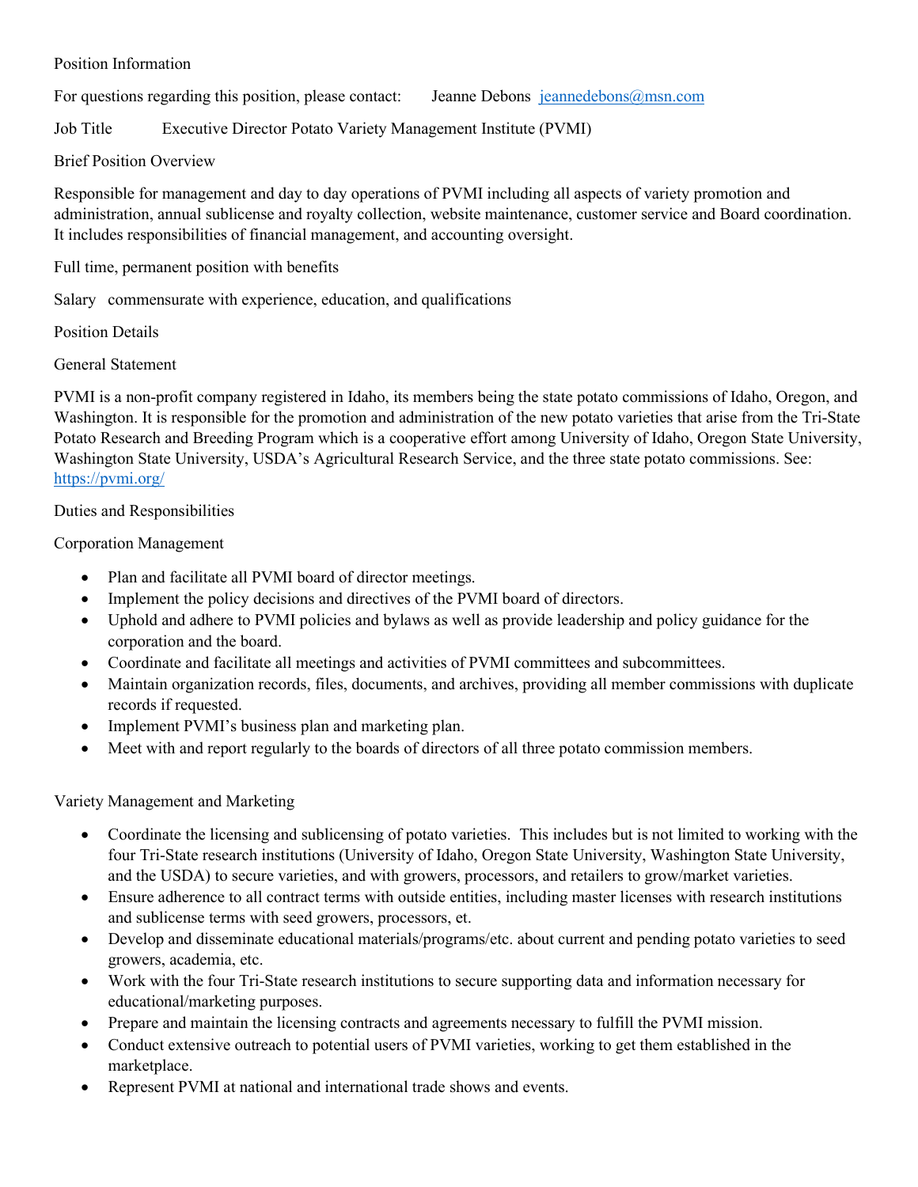Position Information

For questions regarding this position, please contact: Jeanne Debons [jeannedebons@msn.com](mailto:jeannedebons@msn.com)

Job Title Executive Director Potato Variety Management Institute (PVMI)

## Brief Position Overview

Responsible for management and day to day operations of PVMI including all aspects of variety promotion and administration, annual sublicense and royalty collection, website maintenance, customer service and Board coordination. It includes responsibilities of financial management, and accounting oversight.

Full time, permanent position with benefits

Salary commensurate with experience, education, and qualifications

## Position Details

### General Statement

PVMI is a non-profit company registered in Idaho, its members being the state potato commissions of Idaho, Oregon, and Washington. It is responsible for the promotion and administration of the new potato varieties that arise from the Tri-State Potato Research and Breeding Program which is a cooperative effort among University of Idaho, Oregon State University, Washington State University, USDA's Agricultural Research Service, and the three state potato commissions. See: [https://pvmi.org/](https://pvmi.org/)

### Duties and Responsibilities

#### Corporation Management

- Plan and facilitate all PVMI board of director meetings.
- Implement the policy decisions and directives of the PVMI board of directors.
- Uphold and adhere to PVMI policies and bylaws as well as provide leadership and policy guidance for the corporation and the board.
- Coordinate and facilitate all meetings and activities of PVMI committees and subcommittees.
- Maintain organization records, files, documents, and archives, providing all member commissions with duplicate records if requested.
- Implement PVMI's business plan and marketing plan.
- Meet with and report regularly to the boards of directors of all three potato commission members.

#### Variety Management and Marketing

- Coordinate the licensing and sublicensing of potato varieties. This includes but is not limited to working with the four Tri-State research institutions (University of Idaho, Oregon State University, Washington State University, and the USDA) to secure varieties, and with growers, processors, and retailers to grow/market varieties.
- Ensure adherence to all contract terms with outside entities, including master licenses with research institutions and sublicense terms with seed growers, processors, et.
- Develop and disseminate educational materials/programs/etc. about current and pending potato varieties to seed growers, academia, etc.
- Work with the four Tri-State research institutions to secure supporting data and information necessary for educational/marketing purposes.
- Prepare and maintain the licensing contracts and agreements necessary to fulfill the PVMI mission.
- Conduct extensive outreach to potential users of PVMI varieties, working to get them established in the marketplace.
- Represent PVMI at national and international trade shows and events.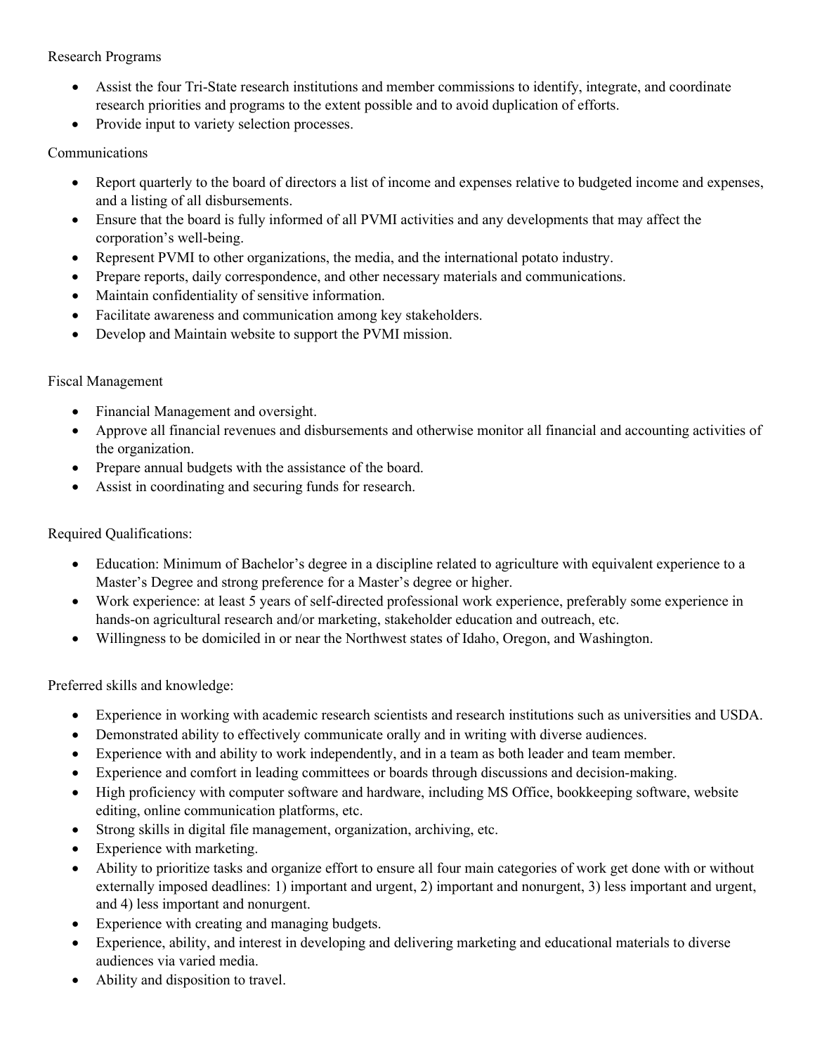Research Programs

- Assist the four Tri-State research institutions and member commissions to identify, integrate, and coordinate research priorities and programs to the extent possible and to avoid duplication of efforts.
- Provide input to variety selection processes.

Communications

- Report quarterly to the board of directors a list of income and expenses relative to budgeted income and expenses, and a listing of all disbursements.
- Ensure that the board is fully informed of all PVMI activities and any developments that may affect the corporation's well-being.
- Represent PVMI to other organizations, the media, and the international potato industry.
- Prepare reports, daily correspondence, and other necessary materials and communications.
- Maintain confidentiality of sensitive information.
- Facilitate awareness and communication among key stakeholders.
- Develop and Maintain website to support the PVMI mission.

Fiscal Management

- Financial Management and oversight.
- Approve all financial revenues and disbursements and otherwise monitor all financial and accounting activities of the organization.
- Prepare annual budgets with the assistance of the board.
- Assist in coordinating and securing funds for research.

Required Qualifications:

- Education: Minimum of Bachelor's degree in a discipline related to agriculture with equivalent experience to a Master's Degree and strong preference for a Master's degree or higher.
- Work experience: at least 5 years of self-directed professional work experience, preferably some experience in hands-on agricultural research and/or marketing, stakeholder education and outreach, etc.
- Willingness to be domiciled in or near the Northwest states of Idaho, Oregon, and Washington.

Preferred skills and knowledge:

- Experience in working with academic research scientists and research institutions such as universities and USDA.
- Demonstrated ability to effectively communicate orally and in writing with diverse audiences.
- Experience with and ability to work independently, and in a team as both leader and team member.
- Experience and comfort in leading committees or boards through discussions and decision-making.
- High proficiency with computer software and hardware, including MS Office, bookkeeping software, website editing, online communication platforms, etc.
- Strong skills in digital file management, organization, archiving, etc.
- Experience with marketing.
- Ability to prioritize tasks and organize effort to ensure all four main categories of work get done with or without externally imposed deadlines: 1) important and urgent, 2) important and nonurgent, 3) less important and urgent, and 4) less important and nonurgent.
- Experience with creating and managing budgets.
- Experience, ability, and interest in developing and delivering marketing and educational materials to diverse audiences via varied media.
- Ability and disposition to travel.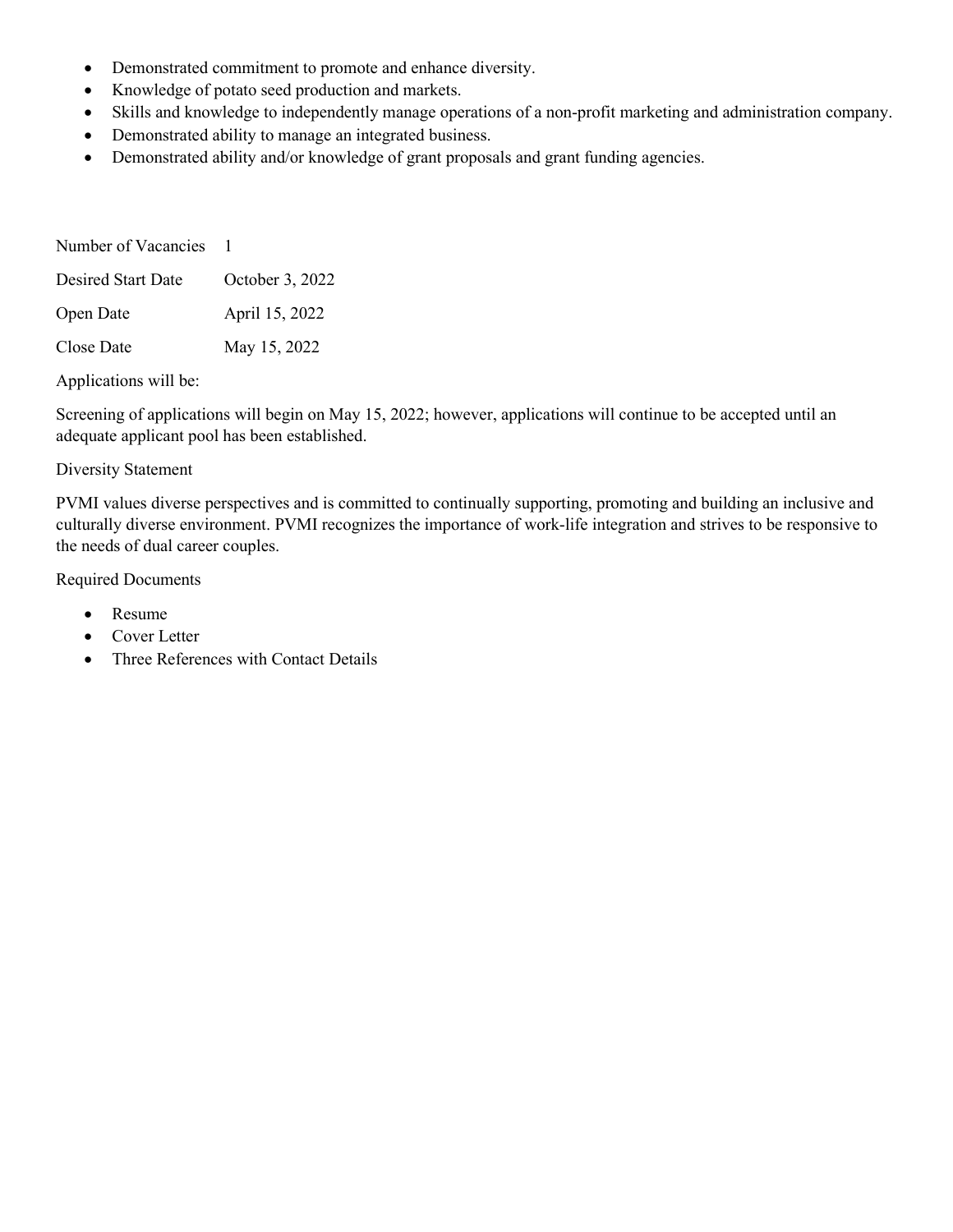- Demonstrated commitment to promote and enhance diversity.
- Knowledge of potato seed production and markets.
- Skills and knowledge to independently manage operations of a non-profit marketing and administration company.
- Demonstrated ability to manage an integrated business.
- Demonstrated ability and/or knowledge of grant proposals and grant funding agencies.

| | |
|---|---|
| Number of Vacancies | 1 |
| Desired Start Date | October 3, 2022 |
| Open Date | April 15, 2022 |
| Close Date | May 15, 2022 |

Applications will be:

Screening of applications will begin on May 15, 2022; however, applications will continue to be accepted until an adequate applicant pool has been established.

Diversity Statement

PVMI values diverse perspectives and is committed to continually supporting, promoting and building an inclusive and culturally diverse environment. PVMI recognizes the importance of work-life integration and strives to be responsive to the needs of dual career couples.

Required Documents

- Resume
- Cover Letter
- Three References with Contact Details